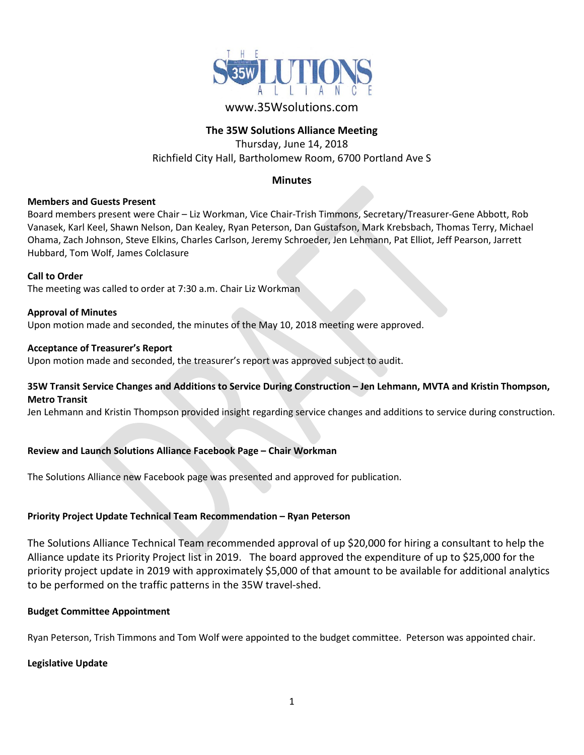THE 35W SOLUTIONS ALLIANCE

www.35Wsolutions.com

**The 35W Solutions Alliance Meeting**

Thursday, June 14, 2018

Richfield City Hall, Bartholomew Room, 6700 Portland Ave S

**Minutes**

**Members and Guests Present**

Board members present were Chair – Liz Workman, Vice Chair-Trish Timmons, Secretary/Treasurer-Gene Abbott, Rob Vanasek, Karl Keel, Shawn Nelson, Dan Kealey, Ryan Peterson, Dan Gustafson, Mark Krebsbach, Thomas Terry, Michael Ohama, Zach Johnson, Steve Elkins, Charles Carlson, Jeremy Schroeder, Jen Lehmann, Pat Elliot, Jeff Pearson, Jarrett Hubbard, Tom Wolf, James Colclasure

**Call to Order**

The meeting was called to order at 7:30 a.m. Chair Liz Workman

**Approval of Minutes**

Upon motion made and seconded, the minutes of the May 10, 2018 meeting were approved.

**Acceptance of Treasurer's Report**

Upon motion made and seconded, the treasurer's report was approved subject to audit.

**35W Transit Service Changes and Additions to Service During Construction – Jen Lehmann, MVTA and Kristin Thompson, Metro Transit**

Jen Lehmann and Kristin Thompson provided insight regarding service changes and additions to service during construction.

**Review and Launch Solutions Alliance Facebook Page – Chair Workman**

The Solutions Alliance new Facebook page was presented and approved for publication.

**Priority Project Update Technical Team Recommendation – Ryan Peterson**

The Solutions Alliance Technical Team recommended approval of up $20,000 for hiring a consultant to help the Alliance update its Priority Project list in 2019. The board approved the expenditure of up to $25,000 for the priority project update in 2019 with approximately $5,000 of that amount to be available for additional analytics to be performed on the traffic patterns in the 35W travel-shed.

**Budget Committee Appointment**

Ryan Peterson, Trish Timmons and Tom Wolf were appointed to the budget committee. Peterson was appointed chair.

**Legislative Update**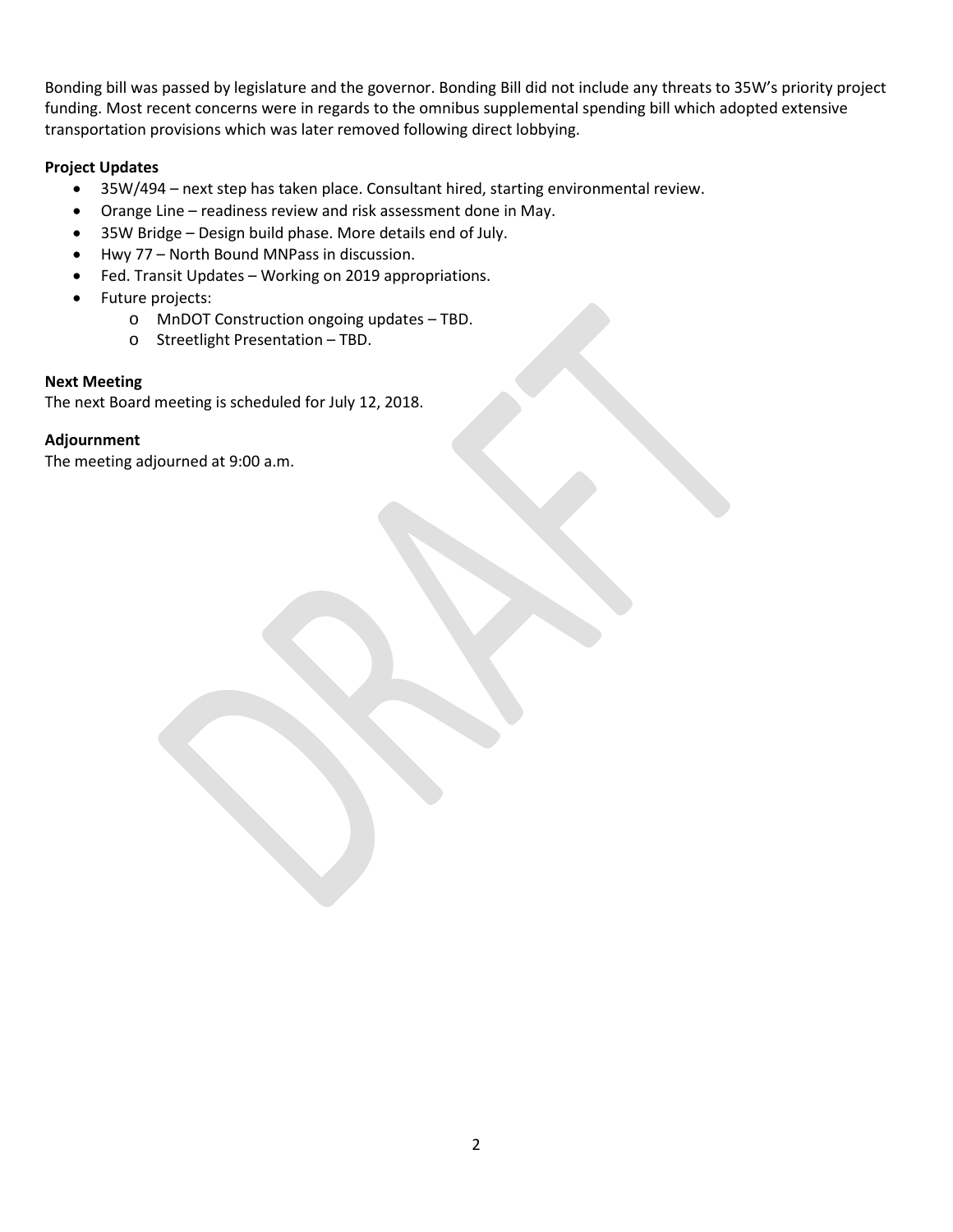Bonding bill was passed by legislature and the governor. Bonding Bill did not include any threats to 35W's priority project funding. Most recent concerns were in regards to the omnibus supplemental spending bill which adopted extensive transportation provisions which was later removed following direct lobbying.

**Project Updates**

- 35W/494 – next step has taken place. Consultant hired, starting environmental review.
- Orange Line – readiness review and risk assessment done in May.
- 35W Bridge – Design build phase. More details end of July.
- Hwy 77 – North Bound MNPass in discussion.
- Fed. Transit Updates – Working on 2019 appropriations.
- Future projects:
  - MnDOT Construction ongoing updates – TBD.
  - Streetlight Presentation – TBD.

**Next Meeting**

The next Board meeting is scheduled for July 12, 2018.

**Adjournment**

The meeting adjourned at 9:00 a.m.